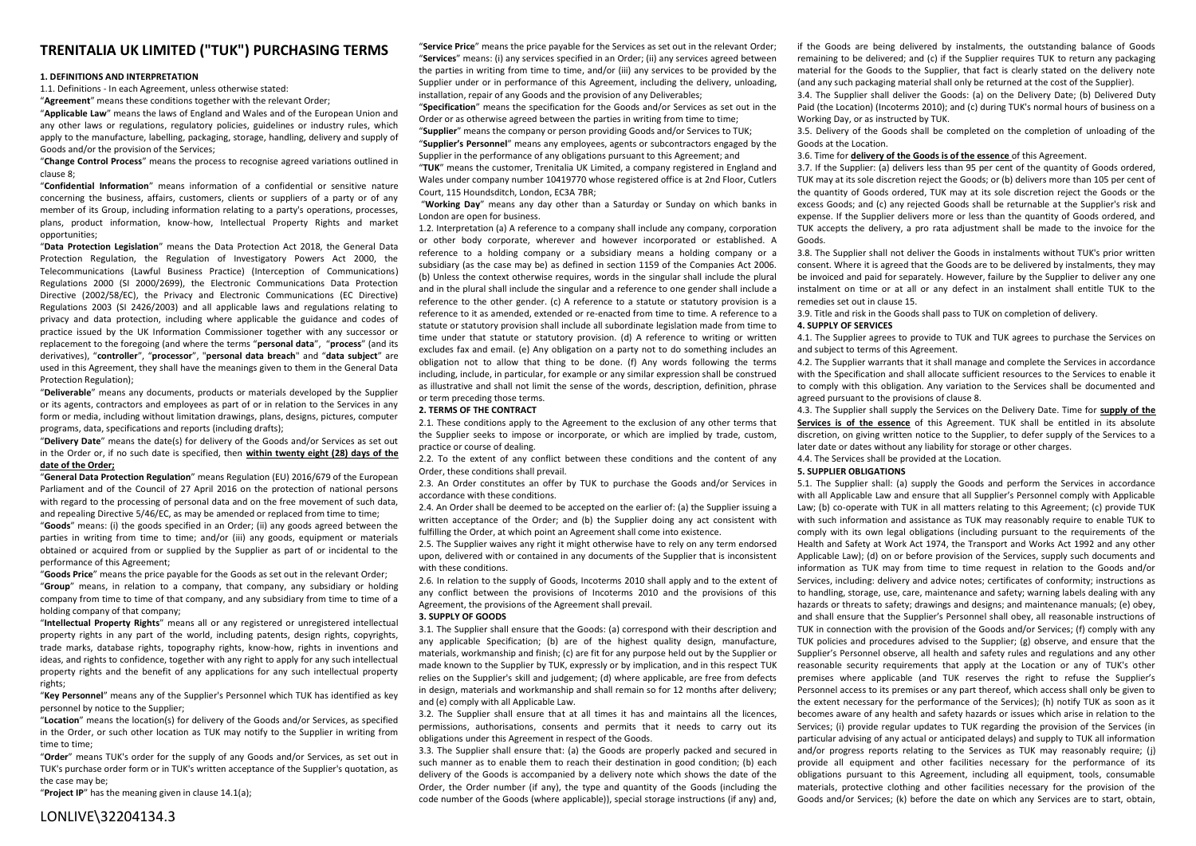# TRENITALIA UK LIMITED ("TUK") PURCHASING TERMS

**1. DEFINITIONS AND INTERPRETATION**

1.1. Definitions - In each Agreement, unless otherwise stated:

"**Agreement**" means these conditions together with the relevant Order;

"**Applicable Law**" means the laws of England and Wales and of the European Union and any other laws or regulations, regulatory policies, guidelines or industry rules, which apply to the manufacture, labelling, packaging, storage, handling, delivery and supply of Goods and/or the provision of the Services;

"**Change Control Process**" means the process to recognise agreed variations outlined in clause 8;

"**Confidential Information**" means information of a confidential or sensitive nature concerning the business, affairs, customers, clients or suppliers of a party or of any member of its Group, including information relating to a party's operations, processes, plans, product information, know-how, Intellectual Property Rights and market opportunities;

"**Data Protection Legislation**" means the Data Protection Act 2018, the General Data Protection Regulation, the Regulation of Investigatory Powers Act 2000, the Telecommunications (Lawful Business Practice) (Interception of Communications) Regulations 2000 (SI 2000/2699), the Electronic Communications Data Protection Directive (2002/58/EC), the Privacy and Electronic Communications (EC Directive) Regulations 2003 (SI 2426/2003) and all applicable laws and regulations relating to privacy and data protection, including where applicable the guidance and codes of practice issued by the UK Information Commissioner together with any successor or replacement to the foregoing (and where the terms "**personal data**", "**process**" (and its derivatives), "**controller**", "**processor**", "**personal data breach**" and "**data subject**" are used in this Agreement, they shall have the meanings given to them in the General Data Protection Regulation);

"**Deliverable**" means any documents, products or materials developed by the Supplier or its agents, contractors and employees as part of or in relation to the Services in any form or media, including without limitation drawings, plans, designs, pictures, computer programs, data, specifications and reports (including drafts);

"**Delivery Date**" means the date(s) for delivery of the Goods and/or Services as set out in the Order or, if no such date is specified, then **within twenty eight (28) days of the date of the Order;**

"**General Data Protection Regulation**" means Regulation (EU) 2016/679 of the European Parliament and of the Council of 27 April 2016 on the protection of national persons with regard to the processing of personal data and on the free movement of such data, and repealing Directive 5/46/EC, as may be amended or replaced from time to time;

"**Goods**" means: (i) the goods specified in an Order; (ii) any goods agreed between the parties in writing from time to time; and/or (iii) any goods, equipment or materials obtained or acquired from or supplied by the Supplier as part of or incidental to the performance of this Agreement;

"**Goods Price**" means the price payable for the Goods as set out in the relevant Order;

"**Group**" means, in relation to a company, that company, any subsidiary or holding company from time to time of that company, and any subsidiary from time to time of a holding company of that company;

"**Intellectual Property Rights**" means all or any registered or unregistered intellectual property rights in any part of the world, including patents, design rights, copyrights, trade marks, database rights, topography rights, know-how, rights in inventions and ideas, and rights to confidence, together with any right to apply for any such intellectual property rights and the benefit of any applications for any such intellectual property rights;

"**Key Personnel**" means any of the Supplier's Personnel which TUK has identified as key personnel by notice to the Supplier;

"**Location**" means the location(s) for delivery of the Goods and/or Services, as specified in the Order, or such other location as TUK may notify to the Supplier in writing from time to time;

"**Order**" means TUK's order for the supply of any Goods and/or Services, as set out in TUK's purchase order form or in TUK's written acceptance of the Supplier's quotation, as the case may be;

"**Project IP**" has the meaning given in clause 14.1(a);

"**Service Price**" means the price payable for the Services as set out in the relevant Order;

"**Services**" means: (i) any services specified in an Order; (ii) any services agreed between the parties in writing from time to time, and/or (iii) any services to be provided by the Supplier under or in performance of this Agreement, including the delivery, unloading, installation, repair of any Goods and the provision of any Deliverables;

"**Specification**" means the specification for the Goods and/or Services as set out in the Order or as otherwise agreed between the parties in writing from time to time;

"**Supplier**" means the company or person providing Goods and/or Services to TUK;

"**Supplier's Personnel**" means any employees, agents or subcontractors engaged by the Supplier in the performance of any obligations pursuant to this Agreement; and

"**TUK**" means the customer, Trenitalia UK Limited, a company registered in England and Wales under company number 10419770 whose registered office is at 2nd Floor, Cutlers Court, 115 Houndsditch, London, EC3A 7BR;

"**Working Day**" means any day other than a Saturday or Sunday on which banks in London are open for business.

1.2. Interpretation (a) A reference to a company shall include any company, corporation or other body corporate, wherever and however incorporated or established. A reference to a holding company or a subsidiary means a holding company or a subsidiary (as the case may be) as defined in section 1159 of the Companies Act 2006. (b) Unless the context otherwise requires, words in the singular shall include the plural and in the plural shall include the singular and a reference to one gender shall include a reference to the other gender. (c) A reference to a statute or statutory provision is a reference to it as amended, extended or re-enacted from time to time. A reference to a statute or statutory provision shall include all subordinate legislation made from time to time under that statute or statutory provision. (d) A reference to writing or written excludes fax and email. (e) Any obligation on a party not to do something includes an obligation not to allow that thing to be done. (f) Any words following the terms including, include, in particular, for example or any similar expression shall be construed as illustrative and shall not limit the sense of the words, description, definition, phrase or term preceding those terms.

**2. TERMS OF THE CONTRACT**

2.1. These conditions apply to the Agreement to the exclusion of any other terms that the Supplier seeks to impose or incorporate, or which are implied by trade, custom, practice or course of dealing.

2.2. To the extent of any conflict between these conditions and the content of any Order, these conditions shall prevail.

2.3. An Order constitutes an offer by TUK to purchase the Goods and/or Services in accordance with these conditions.

2.4. An Order shall be deemed to be accepted on the earlier of: (a) the Supplier issuing a written acceptance of the Order; and (b) the Supplier doing any act consistent with fulfilling the Order, at which point an Agreement shall come into existence.

2.5. The Supplier waives any right it might otherwise have to rely on any term endorsed upon, delivered with or contained in any documents of the Supplier that is inconsistent with these conditions.

2.6. In relation to the supply of Goods, Incoterms 2010 shall apply and to the extent of any conflict between the provisions of Incoterms 2010 and the provisions of this Agreement, the provisions of the Agreement shall prevail.

**3. SUPPLY OF GOODS**

3.1. The Supplier shall ensure that the Goods: (a) correspond with their description and any applicable Specification; (b) are of the highest quality design, manufacture, materials, workmanship and finish; (c) are fit for any purpose held out by the Supplier or made known to the Supplier by TUK, expressly or by implication, and in this respect TUK relies on the Supplier's skill and judgement; (d) where applicable, are free from defects in design, materials and workmanship and shall remain so for 12 months after delivery; and (e) comply with all Applicable Law.

3.2. The Supplier shall ensure that at all times it has and maintains all the licences, permissions, authorisations, consents and permits that it needs to carry out its obligations under this Agreement in respect of the Goods.

3.3. The Supplier shall ensure that: (a) the Goods are properly packed and secured in such manner as to enable them to reach their destination in good condition; (b) each delivery of the Goods is accompanied by a delivery note which shows the date of the Order, the Order number (if any), the type and quantity of the Goods (including the code number of the Goods (where applicable)), special storage instructions (if any) and, if the Goods are being delivered by instalments, the outstanding balance of Goods remaining to be delivered; and (c) if the Supplier requires TUK to return any packaging material for the Goods to the Supplier, that fact is clearly stated on the delivery note (and any such packaging material shall only be returned at the cost of the Supplier).

3.4. The Supplier shall deliver the Goods: (a) on the Delivery Date; (b) Delivered Duty Paid (the Location) (Incoterms 2010); and (c) during TUK's normal hours of business on a Working Day, or as instructed by TUK.

3.5. Delivery of the Goods shall be completed on the completion of unloading of the Goods at the Location.

3.6. Time for **delivery of the Goods is of the essence** of this Agreement.

3.7. If the Supplier: (a) delivers less than 95 per cent of the quantity of Goods ordered, TUK may at its sole discretion reject the Goods; or (b) delivers more than 105 per cent of the quantity of Goods ordered, TUK may at its sole discretion reject the Goods or the excess Goods; and (c) any rejected Goods shall be returnable at the Supplier's risk and expense. If the Supplier delivers more or less than the quantity of Goods ordered, and TUK accepts the delivery, a pro rata adjustment shall be made to the invoice for the Goods.

3.8. The Supplier shall not deliver the Goods in instalments without TUK's prior written consent. Where it is agreed that the Goods are to be delivered by instalments, they may be invoiced and paid for separately. However, failure by the Supplier to deliver any one instalment on time or at all or any defect in an instalment shall entitle TUK to the remedies set out in clause 15.

3.9. Title and risk in the Goods shall pass to TUK on completion of delivery.

**4. SUPPLY OF SERVICES**

4.1. The Supplier agrees to provide to TUK and TUK agrees to purchase the Services on and subject to terms of this Agreement.

4.2. The Supplier warrants that it shall manage and complete the Services in accordance with the Specification and shall allocate sufficient resources to the Services to enable it to comply with this obligation. Any variation to the Services shall be documented and agreed pursuant to the provisions of clause 8.

4.3. The Supplier shall supply the Services on the Delivery Date. Time for **supply of the Services is of the essence** of this Agreement. TUK shall be entitled in its absolute discretion, on giving written notice to the Supplier, to defer supply of the Services to a later date or dates without any liability for storage or other charges.

4.4. The Services shall be provided at the Location.

**5. SUPPLIER OBLIGATIONS**

5.1. The Supplier shall: (a) supply the Goods and perform the Services in accordance with all Applicable Law and ensure that all Supplier's Personnel comply with Applicable Law; (b) co-operate with TUK in all matters relating to this Agreement; (c) provide TUK with such information and assistance as TUK may reasonably require to enable TUK to comply with its own legal obligations (including pursuant to the requirements of the Health and Safety at Work Act 1974, the Transport and Works Act 1992 and any other Applicable Law); (d) on or before provision of the Services, supply such documents and information as TUK may from time to time request in relation to the Goods and/or Services, including: delivery and advice notes; certificates of conformity; instructions as to handling, storage, use, care, maintenance and safety; warning labels dealing with any hazards or threats to safety; drawings and designs; and maintenance manuals; (e) obey, and shall ensure that the Supplier's Personnel shall obey, all reasonable instructions of TUK in connection with the provision of the Goods and/or Services; (f) comply with any TUK policies and procedures advised to the Supplier; (g) observe, and ensure that the Supplier's Personnel observe, all health and safety rules and regulations and any other reasonable security requirements that apply at the Location or any of TUK's other premises where applicable (and TUK reserves the right to refuse the Supplier's Personnel access to its premises or any part thereof, which access shall only be given to the extent necessary for the performance of the Services); (h) notify TUK as soon as it becomes aware of any health and safety hazards or issues which arise in relation to the Services; (i) provide regular updates to TUK regarding the provision of the Services (in particular advising of any actual or anticipated delays) and supply to TUK all information and/or progress reports relating to the Services as TUK may reasonably require; (j) provide all equipment and other facilities necessary for the performance of its obligations pursuant to this Agreement, including all equipment, tools, consumable materials, protective clothing and other facilities necessary for the provision of the Goods and/or Services; (k) before the date on which any Services are to start, obtain,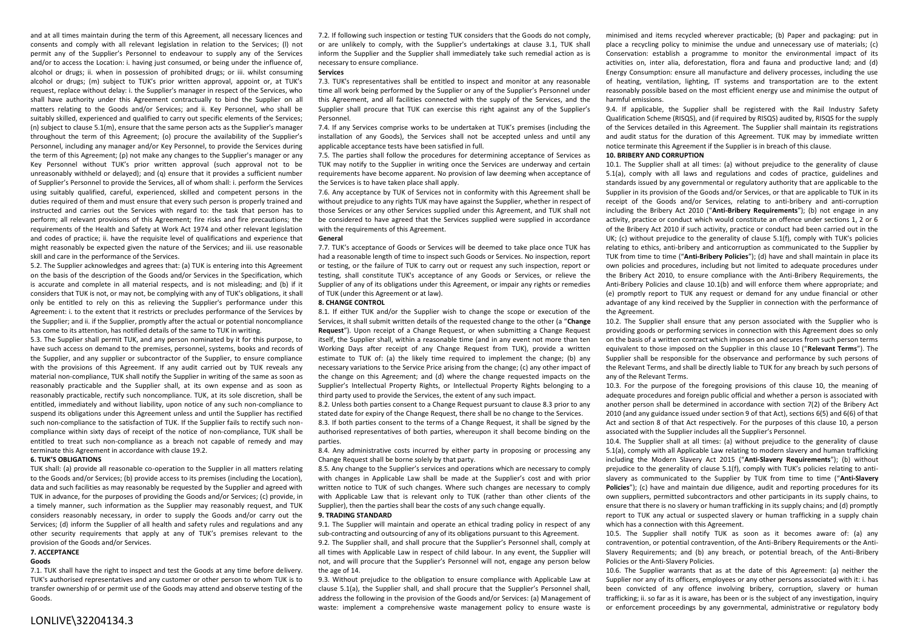and at all times maintain during the term of this Agreement, all necessary licences and consents and comply with all relevant legislation in relation to the Services; (l) not permit any of the Supplier's Personnel to endeavour to supply any of the Services and/or to access the Location: i. having just consumed, or being under the influence of, alcohol or drugs; ii. when in possession of prohibited drugs; or iii. whilst consuming alcohol or drugs; (m) subject to TUK's prior written approval, appoint or, at TUK's request, replace without delay: i. the Supplier's manager in respect of the Services, who shall have authority under this Agreement contractually to bind the Supplier on all matters relating to the Goods and/or Services; and ii. Key Personnel, who shall be suitably skilled, experienced and qualified to carry out specific elements of the Services; (n) subject to clause 5.1(m), ensure that the same person acts as the Supplier's manager throughout the term of this Agreement; (o) procure the availability of the Supplier's Personnel, including any manager and/or Key Personnel, to provide the Services during the term of this Agreement; (p) not make any changes to the Supplier's manager or any Key Personnel without TUK's prior written approval (such approval not to be unreasonably withheld or delayed); and (q) ensure that it provides a sufficient number of Supplier's Personnel to provide the Services, all of whom shall: i. perform the Services using suitably qualified, careful, experienced, skilled and competent persons in the duties required of them and must ensure that every such person is properly trained and instructed and carries out the Services with regard to: the task that person has to perform; all relevant provisions of this Agreement; fire risks and fire precautions; the requirements of the Health and Safety at Work Act 1974 and other relevant legislation and codes of practice; ii. have the requisite level of qualifications and experience that might reasonably be expected given the nature of the Services; and iii. use reasonable skill and care in the performance of the Services.

5.2. The Supplier acknowledges and agrees that: (a) TUK is entering into this Agreement on the basis of the description of the Goods and/or Services in the Specification, which is accurate and complete in all material respects, and is not misleading; and (b) if it considers that TUK is not, or may not, be complying with any of TUK's obligations, it shall only be entitled to rely on this as relieving the Supplier's performance under this Agreement: i. to the extent that it restricts or precludes performance of the Services by the Supplier; and ii. if the Supplier, promptly after the actual or potential noncompliance has come to its attention, has notified details of the same to TUK in writing.

5.3. The Supplier shall permit TUK, and any person nominated by it for this purpose, to have such access on demand to the premises, personnel, systems, books and records of the Supplier, and any supplier or subcontractor of the Supplier, to ensure compliance with the provisions of this Agreement. If any audit carried out by TUK reveals any material non-compliance, TUK shall notify the Supplier in writing of the same as soon as reasonably practicable and the Supplier shall, at its own expense and as soon as reasonably practicable, rectify such noncompliance. TUK, at its sole discretion, shall be entitled, immediately and without liability, upon notice of any such non-compliance to suspend its obligations under this Agreement unless and until the Supplier has rectified such non-compliance to the satisfaction of TUK. If the Supplier fails to rectify such non-compliance within sixty days of receipt of the notice of non-compliance, TUK shall be entitled to treat such non-compliance as a breach not capable of remedy and may terminate this Agreement in accordance with clause 19.2.

**6. TUK'S OBLIGATIONS**

TUK shall: (a) provide all reasonable co-operation to the Supplier in all matters relating to the Goods and/or Services; (b) provide access to its premises (including the Location), data and such facilities as may reasonably be requested by the Supplier and agreed with TUK in advance, for the purposes of providing the Goods and/or Services; (c) provide, in a timely manner, such information as the Supplier may reasonably request, and TUK considers reasonably necessary, in order to supply the Goods and/or carry out the Services; (d) inform the Supplier of all health and safety rules and regulations and any other security requirements that apply at any of TUK's premises relevant to the provision of the Goods and/or Services.

**7. ACCEPTANCE**

**Goods**

7.1. TUK shall have the right to inspect and test the Goods at any time before delivery. TUK's authorised representatives and any customer or other person to whom TUK is to transfer ownership of or permit use of the Goods may attend and observe testing of the Goods.

7.2. If following such inspection or testing TUK considers that the Goods do not comply, or are unlikely to comply, with the Supplier's undertakings at clause 3.1, TUK shall inform the Supplier and the Supplier shall immediately take such remedial action as is necessary to ensure compliance.

**Services**

7.3. TUK's representatives shall be entitled to inspect and monitor at any reasonable time all work being performed by the Supplier or any of the Supplier's Personnel under this Agreement, and all facilities connected with the supply of the Services, and the Supplier shall procure that TUK can exercise this right against any of the Supplier's Personnel.

7.4. If any Services comprise works to be undertaken at TUK's premises (including the installation of any Goods), the Services shall not be accepted unless and until any applicable acceptance tests have been satisfied in full.

7.5. The parties shall follow the procedures for determining acceptance of Services as TUK may notify to the Supplier in writing once the Services are underway and certain requirements have become apparent. No provision of law deeming when acceptance of the Services is to have taken place shall apply.

7.6. Any acceptance by TUK of Services not in conformity with this Agreement shall be without prejudice to any rights TUK may have against the Supplier, whether in respect of those Services or any other Services supplied under this Agreement, and TUK shall not be considered to have agreed that the Services supplied were supplied in accordance with the requirements of this Agreement.

**General**

7.7. TUK's acceptance of Goods or Services will be deemed to take place once TUK has had a reasonable length of time to inspect such Goods or Services. No inspection, report or testing, or the failure of TUK to carry out or request any such inspection, report or testing, shall constitute TUK's acceptance of any Goods or Services, or relieve the Supplier of any of its obligations under this Agreement, or impair any rights or remedies of TUK (under this Agreement or at law).

**8. CHANGE CONTROL**

8.1. If either TUK and/or the Supplier wish to change the scope or execution of the Services, it shall submit written details of the requested change to the other (a "**Change Request**"). Upon receipt of a Change Request, or when submitting a Change Request itself, the Supplier shall, within a reasonable time (and in any event not more than ten Working Days after receipt of any Change Request from TUK), provide a written estimate to TUK of: (a) the likely time required to implement the change; (b) any necessary variations to the Service Price arising from the change; (c) any other impact of the change on this Agreement; and (d) where the change requested impacts on the Supplier's Intellectual Property Rights, or Intellectual Property Rights belonging to a third party used to provide the Services, the extent of any such impact.

8.2. Unless both parties consent to a Change Request pursuant to clause 8.3 prior to any stated date for expiry of the Change Request, there shall be no change to the Services.

8.3. If both parties consent to the terms of a Change Request, it shall be signed by the authorised representatives of both parties, whereupon it shall become binding on the parties.

8.4. Any administrative costs incurred by either party in proposing or processing any Change Request shall be borne solely by that party.

8.5. Any change to the Supplier's services and operations which are necessary to comply with changes in Applicable Law shall be made at the Supplier's cost and with prior written notice to TUK of such changes. Where such changes are necessary to comply with Applicable Law that is relevant only to TUK (rather than other clients of the Supplier), then the parties shall bear the costs of any such change equally.

**9. TRADING STANDARD**

9.1. The Supplier will maintain and operate an ethical trading policy in respect of any sub-contracting and outsourcing of any of its obligations pursuant to this Agreement.

9.2. The Supplier shall, and shall procure that the Supplier's Personnel shall, comply at all times with Applicable Law in respect of child labour. In any event, the Supplier will not, and will procure that the Supplier's Personnel will not, engage any person below the age of 14.

9.3. Without prejudice to the obligation to ensure compliance with Applicable Law at clause 5.1(a), the Supplier shall, and shall procure that the Supplier's Personnel shall, address the following in the provision of the Goods and/or Services: (a) Management of waste: implement a comprehensive waste management policy to ensure waste is minimised and items recycled wherever practicable; (b) Paper and packaging: put in place a recycling policy to minimise the undue and unnecessary use of materials; (c) Conservation: establish a programme to monitor the environmental impact of its activities on, inter alia, deforestation, flora and fauna and productive land; and (d) Energy Consumption: ensure all manufacture and delivery processes, including the use of heating, ventilation, lighting, IT systems and transportation are to the extent reasonably possible based on the most efficient energy use and minimise the output of harmful emissions.

9.4. If applicable, the Supplier shall be registered with the Rail Industry Safety Qualification Scheme (RISQS), and (if required by RISQS) audited by, RISQS for the supply of the Services detailed in this Agreement. The Supplier shall maintain its registrations and audit status for the duration of this Agreement. TUK may by immediate written notice terminate this Agreement if the Supplier is in breach of this clause.

**10. BRIBERY AND CORRUPTION**

10.1. The Supplier shall at all times: (a) without prejudice to the generality of clause 5.1(a), comply with all laws and regulations and codes of practice, guidelines and standards issued by any governmental or regulatory authority that are applicable to the Supplier in its provision of the Goods and/or Services, or that are applicable to TUK in its receipt of the Goods and/or Services, relating to anti-bribery and anti-corruption including the Bribery Act 2010 ("**Anti-Bribery Requirements**"); (b) not engage in any activity, practice or conduct which would constitute an offence under sections 1, 2 or 6 of the Bribery Act 2010 if such activity, practice or conduct had been carried out in the UK; (c) without prejudice to the generality of clause 5.1(f), comply with TUK's policies relating to ethics, anti-bribery and anticorruption as communicated to the Supplier by TUK from time to time ("**Anti-Bribery Policies**"); (d) have and shall maintain in place its own policies and procedures, including but not limited to adequate procedures under the Bribery Act 2010, to ensure compliance with the Anti-Bribery Requirements, the Anti-Bribery Policies and clause 10.1(b) and will enforce them where appropriate; and (e) promptly report to TUK any request or demand for any undue financial or other advantage of any kind received by the Supplier in connection with the performance of the Agreement.

10.2. The Supplier shall ensure that any person associated with the Supplier who is providing goods or performing services in connection with this Agreement does so only on the basis of a written contract which imposes on and secures from such person terms equivalent to those imposed on the Supplier in this clause 10 ("**Relevant Terms**"). The Supplier shall be responsible for the observance and performance by such persons of the Relevant Terms, and shall be directly liable to TUK for any breach by such persons of any of the Relevant Terms.

10.3. For the purpose of the foregoing provisions of this clause 10, the meaning of adequate procedures and foreign public official and whether a person is associated with another person shall be determined in accordance with section 7(2) of the Bribery Act 2010 (and any guidance issued under section 9 of that Act), sections 6(5) and 6(6) of that Act and section 8 of that Act respectively. For the purposes of this clause 10, a person associated with the Supplier includes all the Supplier's Personnel.

10.4. The Supplier shall at all times: (a) without prejudice to the generality of clause 5.1(a), comply with all Applicable Law relating to modern slavery and human trafficking including the Modern Slavery Act 2015 ("**Anti-Slavery Requirements**"); (b) without prejudice to the generality of clause 5.1(f), comply with TUK's policies relating to anti-slavery as communicated to the Supplier by TUK from time to time ("**Anti-Slavery Policies**"); (c) have and maintain due diligence, audit and reporting procedures for its own suppliers, permitted subcontractors and other participants in its supply chains, to ensure that there is no slavery or human trafficking in its supply chains; and (d) promptly report to TUK any actual or suspected slavery or human trafficking in a supply chain which has a connection with this Agreement.

10.5. The Supplier shall notify TUK as soon as it becomes aware of: (a) any contravention, or potential contravention, of the Anti-Bribery Requirements or the Anti-Slavery Requirements; and (b) any breach, or potential breach, of the Anti-Bribery Policies or the Anti-Slavery Policies.

10.6. The Supplier warrants that as at the date of this Agreement: (a) neither the Supplier nor any of its officers, employees or any other persons associated with it: i. has been convicted of any offence involving bribery, corruption, slavery or human trafficking; ii. so far as it is aware, has been or is the subject of any investigation, inquiry or enforcement proceedings by any governmental, administrative or regulatory body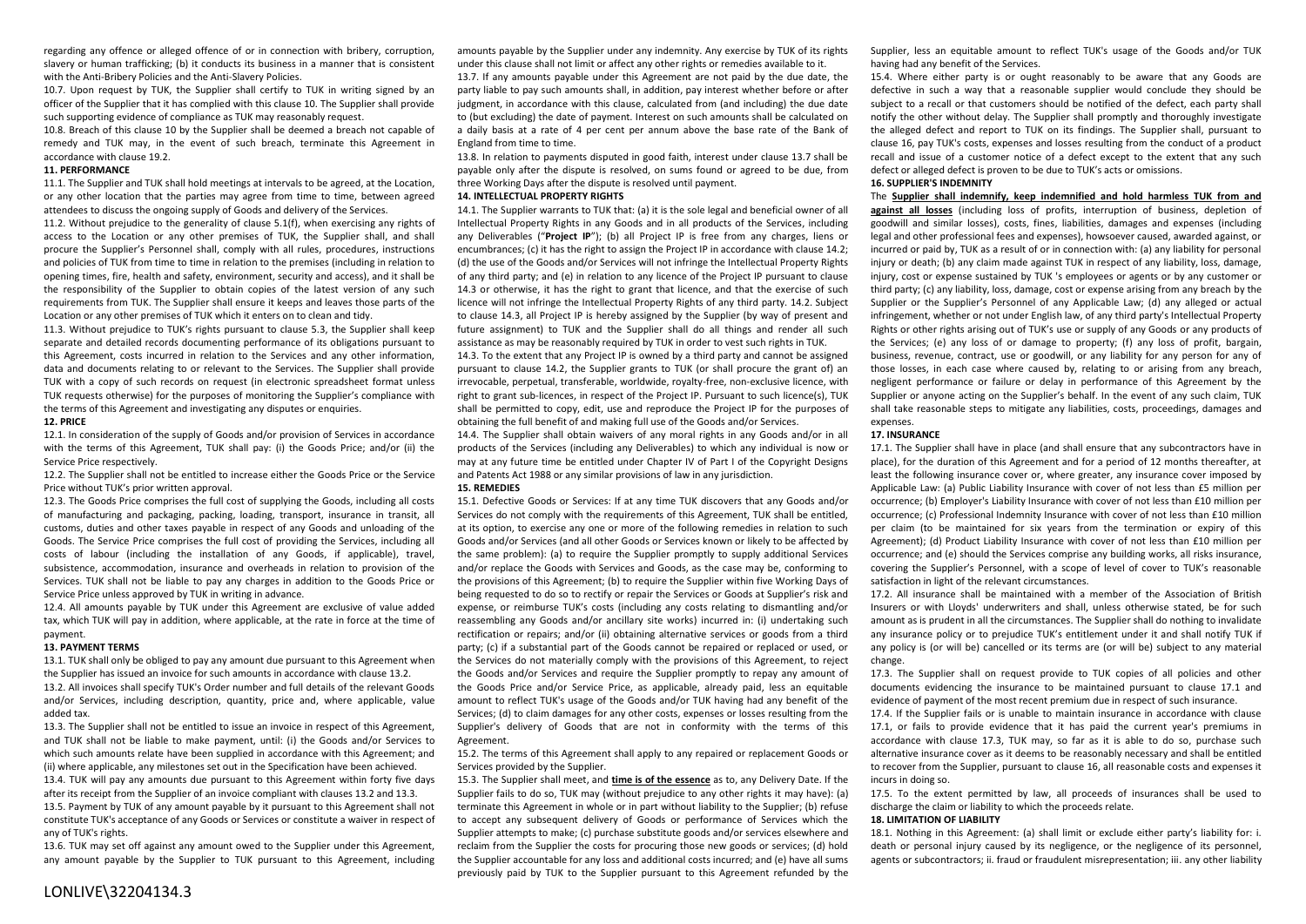regarding any offence or alleged offence of or in connection with bribery, corruption, slavery or human trafficking; (b) it conducts its business in a manner that is consistent with the Anti-Bribery Policies and the Anti-Slavery Policies.

10.7. Upon request by TUK, the Supplier shall certify to TUK in writing signed by an officer of the Supplier that it has complied with this clause 10. The Supplier shall provide such supporting evidence of compliance as TUK may reasonably request.

10.8. Breach of this clause 10 by the Supplier shall be deemed a breach not capable of remedy and TUK may, in the event of such breach, terminate this Agreement in accordance with clause 19.2.

**11. PERFORMANCE**

11.1. The Supplier and TUK shall hold meetings at intervals to be agreed, at the Location, or any other location that the parties may agree from time to time, between agreed attendees to discuss the ongoing supply of Goods and delivery of the Services.

11.2. Without prejudice to the generality of clause 5.1(f), when exercising any rights of access to the Location or any other premises of TUK, the Supplier shall, and shall procure the Supplier's Personnel shall, comply with all rules, procedures, instructions and policies of TUK from time to time in relation to the premises (including in relation to opening times, fire, health and safety, environment, security and access), and it shall be the responsibility of the Supplier to obtain copies of the latest version of any such requirements from TUK. The Supplier shall ensure it keeps and leaves those parts of the Location or any other premises of TUK which it enters on to clean and tidy.

11.3. Without prejudice to TUK's rights pursuant to clause 5.3, the Supplier shall keep separate and detailed records documenting performance of its obligations pursuant to this Agreement, costs incurred in relation to the Services and any other information, data and documents relating to or relevant to the Services. The Supplier shall provide TUK with a copy of such records on request (in electronic spreadsheet format unless TUK requests otherwise) for the purposes of monitoring the Supplier's compliance with the terms of this Agreement and investigating any disputes or enquiries.

**12. PRICE**

12.1. In consideration of the supply of Goods and/or provision of Services in accordance with the terms of this Agreement, TUK shall pay: (i) the Goods Price; and/or (ii) the Service Price respectively.

12.2. The Supplier shall not be entitled to increase either the Goods Price or the Service Price without TUK's prior written approval.

12.3. The Goods Price comprises the full cost of supplying the Goods, including all costs of manufacturing and packaging, packing, loading, transport, insurance in transit, all customs, duties and other taxes payable in respect of any Goods and unloading of the Goods. The Service Price comprises the full cost of providing the Services, including all costs of labour (including the installation of any Goods, if applicable), travel, subsistence, accommodation, insurance and overheads in relation to provision of the Services. TUK shall not be liable to pay any charges in addition to the Goods Price or Service Price unless approved by TUK in writing in advance.

12.4. All amounts payable by TUK under this Agreement are exclusive of value added tax, which TUK will pay in addition, where applicable, at the rate in force at the time of payment.

**13. PAYMENT TERMS**

13.1. TUK shall only be obliged to pay any amount due pursuant to this Agreement when the Supplier has issued an invoice for such amounts in accordance with clause 13.2.

13.2. All invoices shall specify TUK's Order number and full details of the relevant Goods and/or Services, including description, quantity, price and, where applicable, value added tax.

13.3. The Supplier shall not be entitled to issue an invoice in respect of this Agreement, and TUK shall not be liable to make payment, until: (i) the Goods and/or Services to which such amounts relate have been supplied in accordance with this Agreement; and (ii) where applicable, any milestones set out in the Specification have been achieved.

13.4. TUK will pay any amounts due pursuant to this Agreement within forty five days after its receipt from the Supplier of an invoice compliant with clauses 13.2 and 13.3.

13.5. Payment by TUK of any amount payable by it pursuant to this Agreement shall not constitute TUK's acceptance of any Goods or Services or constitute a waiver in respect of any of TUK's rights.

13.6. TUK may set off against any amount owed to the Supplier under this Agreement, any amount payable by the Supplier to TUK pursuant to this Agreement, including amounts payable by the Supplier under any indemnity. Any exercise by TUK of its rights under this clause shall not limit or affect any other rights or remedies available to it.

13.7. If any amounts payable under this Agreement are not paid by the due date, the party liable to pay such amounts shall, in addition, pay interest whether before or after judgment, in accordance with this clause, calculated from (and including) the due date to (but excluding) the date of payment. Interest on such amounts shall be calculated on a daily basis at a rate of 4 per cent per annum above the base rate of the Bank of England from time to time.

13.8. In relation to payments disputed in good faith, interest under clause 13.7 shall be payable only after the dispute is resolved, on sums found or agreed to be due, from three Working Days after the dispute is resolved until payment.

**14. INTELLECTUAL PROPERTY RIGHTS**

14.1. The Supplier warrants to TUK that: (a) it is the sole legal and beneficial owner of all Intellectual Property Rights in any Goods and in all products of the Services, including any Deliverables ("**Project IP**"); (b) all Project IP is free from any charges, liens or encumbrances; (c) it has the right to assign the Project IP in accordance with clause 14.2; (d) the use of the Goods and/or Services will not infringe the Intellectual Property Rights of any third party; and (e) in relation to any licence of the Project IP pursuant to clause 14.3 or otherwise, it has the right to grant that licence, and that the exercise of such licence will not infringe the Intellectual Property Rights of any third party. 14.2. Subject to clause 14.3, all Project IP is hereby assigned by the Supplier (by way of present and future assignment) to TUK and the Supplier shall do all things and render all such assistance as may be reasonably required by TUK in order to vest such rights in TUK.

14.3. To the extent that any Project IP is owned by a third party and cannot be assigned pursuant to clause 14.2, the Supplier grants to TUK (or shall procure the grant of) an irrevocable, perpetual, transferable, worldwide, royalty-free, non-exclusive licence, with right to grant sub-licences, in respect of the Project IP. Pursuant to such licence(s), TUK shall be permitted to copy, edit, use and reproduce the Project IP for the purposes of obtaining the full benefit of and making full use of the Goods and/or Services.

14.4. The Supplier shall obtain waivers of any moral rights in any Goods and/or in all products of the Services (including any Deliverables) to which any individual is now or may at any future time be entitled under Chapter IV of Part I of the Copyright Designs and Patents Act 1988 or any similar provisions of law in any jurisdiction.

**15. REMEDIES**

15.1. Defective Goods or Services: If at any time TUK discovers that any Goods and/or Services do not comply with the requirements of this Agreement, TUK shall be entitled, at its option, to exercise any one or more of the following remedies in relation to such Goods and/or Services (and all other Goods or Services known or likely to be affected by the same problem): (a) to require the Supplier promptly to supply additional Services and/or replace the Goods with Services and Goods, as the case may be, conforming to the provisions of this Agreement; (b) to require the Supplier within five Working Days of being requested to do so to rectify or repair the Services or Goods at Supplier's risk and expense, or reimburse TUK's costs (including any costs relating to dismantling and/or reassembling any Goods and/or ancillary site works) incurred in: (i) undertaking such rectification or repairs; and/or (ii) obtaining alternative services or goods from a third party; (c) if a substantial part of the Goods cannot be repaired or replaced or used, or the Services do not materially comply with the provisions of this Agreement, to reject the Goods and/or Services and require the Supplier promptly to repay any amount of the Goods Price and/or Service Price, as applicable, already paid, less an equitable amount to reflect TUK's usage of the Goods and/or TUK having had any benefit of the Services; (d) to claim damages for any other costs, expenses or losses resulting from the Supplier's delivery of Goods that are not in conformity with the terms of this Agreement.

15.2. The terms of this Agreement shall apply to any repaired or replacement Goods or Services provided by the Supplier.

15.3. The Supplier shall meet, and **time is of the essence** as to, any Delivery Date. If the Supplier fails to do so, TUK may (without prejudice to any other rights it may have): (a) terminate this Agreement in whole or in part without liability to the Supplier; (b) refuse to accept any subsequent delivery of Goods or performance of Services which the Supplier attempts to make; (c) purchase substitute goods and/or services elsewhere and reclaim from the Supplier the costs for procuring those new goods or services; (d) hold the Supplier accountable for any loss and additional costs incurred; and (e) have all sums previously paid by TUK to the Supplier pursuant to this Agreement refunded by the Supplier, less an equitable amount to reflect TUK's usage of the Goods and/or TUK having had any benefit of the Services.

15.4. Where either party is or ought reasonably to be aware that any Goods are defective in such a way that a reasonable supplier would conclude they should be subject to a recall or that customers should be notified of the defect, each party shall notify the other without delay. The Supplier shall promptly and thoroughly investigate the alleged defect and report to TUK on its findings. The Supplier shall, pursuant to clause 16, pay TUK's costs, expenses and losses resulting from the conduct of a product recall and issue of a customer notice of a defect except to the extent that any such defect or alleged defect is proven to be due to TUK's acts or omissions.

**16. SUPPLIER'S INDEMNITY**

The **Supplier shall indemnify, keep indemnified and hold harmless TUK from and against all losses** (including loss of profits, interruption of business, depletion of goodwill and similar losses), costs, fines, liabilities, damages and expenses (including legal and other professional fees and expenses), howsoever caused, awarded against, or incurred or paid by, TUK as a result of or in connection with: (a) any liability for personal injury or death; (b) any claim made against TUK in respect of any liability, loss, damage, injury, cost or expense sustained by TUK 's employees or agents or by any customer or third party; (c) any liability, loss, damage, cost or expense arising from any breach by the Supplier or the Supplier's Personnel of any Applicable Law; (d) any alleged or actual infringement, whether or not under English law, of any third party's Intellectual Property Rights or other rights arising out of TUK's use or supply of any Goods or any products of the Services; (e) any loss of or damage to property; (f) any loss of profit, bargain, business, revenue, contract, use or goodwill, or any liability for any person for any of those losses, in each case where caused by, relating to or arising from any breach, negligent performance or failure or delay in performance of this Agreement by the Supplier or anyone acting on the Supplier's behalf. In the event of any such claim, TUK shall take reasonable steps to mitigate any liabilities, costs, proceedings, damages and expenses.

**17. INSURANCE**

17.1. The Supplier shall have in place (and shall ensure that any subcontractors have in place), for the duration of this Agreement and for a period of 12 months thereafter, at least the following insurance cover or, where greater, any insurance cover imposed by Applicable Law: (a) Public Liability Insurance with cover of not less than £5 million per occurrence; (b) Employer's Liability Insurance with cover of not less than £10 million per occurrence; (c) Professional Indemnity Insurance with cover of not less than £10 million per claim (to be maintained for six years from the termination or expiry of this Agreement); (d) Product Liability Insurance with cover of not less than £10 million per occurrence; and (e) should the Services comprise any building works, all risks insurance, covering the Supplier's Personnel, with a scope of level of cover to TUK's reasonable satisfaction in light of the relevant circumstances.

17.2. All insurance shall be maintained with a member of the Association of British Insurers or with Lloyds' underwriters and shall, unless otherwise stated, be for such amount as is prudent in all the circumstances. The Supplier shall do nothing to invalidate any insurance policy or to prejudice TUK's entitlement under it and shall notify TUK if any policy is (or will be) cancelled or its terms are (or will be) subject to any material change.

17.3. The Supplier shall on request provide to TUK copies of all policies and other documents evidencing the insurance to be maintained pursuant to clause 17.1 and evidence of payment of the most recent premium due in respect of such insurance.

17.4. If the Supplier fails or is unable to maintain insurance in accordance with clause 17.1, or fails to provide evidence that it has paid the current year's premiums in accordance with clause 17.3, TUK may, so far as it is able to do so, purchase such alternative insurance cover as it deems to be reasonably necessary and shall be entitled to recover from the Supplier, pursuant to clause 16, all reasonable costs and expenses it incurs in doing so.

17.5. To the extent permitted by law, all proceeds of insurances shall be used to discharge the claim or liability to which the proceeds relate.

**18. LIMITATION OF LIABILITY**

18.1. Nothing in this Agreement: (a) shall limit or exclude either party's liability for: i. death or personal injury caused by its negligence, or the negligence of its personnel, agents or subcontractors; ii. fraud or fraudulent misrepresentation; iii. any other liability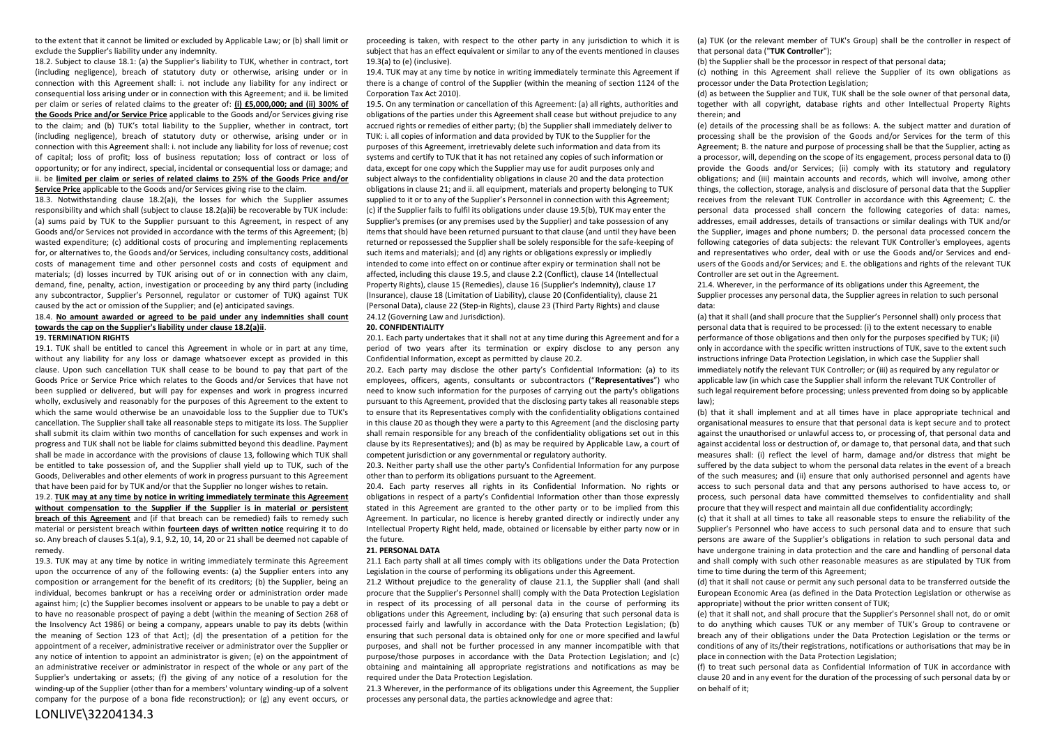to the extent that it cannot be limited or excluded by Applicable Law; or (b) shall limit or exclude the Supplier's liability under any indemnity.

18.2. Subject to clause 18.1: (a) the Supplier's liability to TUK, whether in contract, tort (including negligence), breach of statutory duty or otherwise, arising under or in connection with this Agreement shall: i. not include any liability for any indirect or consequential loss arising under or in connection with this Agreement; and ii. be limited per claim or series of related claims to the greater of: **(i) £5,000,000; and (ii) 300% of the Goods Price and/or Service Price** applicable to the Goods and/or Services giving rise to the claim; and (b) TUK's total liability to the Supplier, whether in contract, tort (including negligence), breach of statutory duty or otherwise, arising under or in connection with this Agreement shall: i. not include any liability for loss of revenue; cost of capital; loss of profit; loss of business reputation; loss of contract or loss of opportunity; or for any indirect, special, incidental or consequential loss or damage; and ii. be **limited per claim or series of related claims to 25% of the Goods Price and/or Service Price** applicable to the Goods and/or Services giving rise to the claim.

18.3. Notwithstanding clause 18.2(a)i, the losses for which the Supplier assumes responsibility and which shall (subject to clause 18.2(a)ii) be recoverable by TUK include: (a) sums paid by TUK to the Supplier pursuant to this Agreement, in respect of any Goods and/or Services not provided in accordance with the terms of this Agreement; (b) wasted expenditure; (c) additional costs of procuring and implementing replacements for, or alternatives to, the Goods and/or Services, including consultancy costs, additional costs of management time and other personnel costs and costs of equipment and materials; (d) losses incurred by TUK arising out of or in connection with any claim, demand, fine, penalty, action, investigation or proceeding by any third party (including any subcontractor, Supplier's Personnel, regulator or customer of TUK) against TUK caused by the act or omission of the Supplier; and (e) anticipated savings.

18.4. **No amount awarded or agreed to be paid under any indemnities shall count towards the cap on the Supplier's liability under clause 18.2(a)ii**.

**19. TERMINATION RIGHTS**

19.1. TUK shall be entitled to cancel this Agreement in whole or in part at any time, without any liability for any loss or damage whatsoever except as provided in this clause. Upon such cancellation TUK shall cease to be bound to pay that part of the Goods Price or Service Price which relates to the Goods and/or Services that have not been supplied or delivered, but will pay for expenses and work in progress incurred wholly, exclusively and reasonably for the purposes of this Agreement to the extent to which the same would otherwise be an unavoidable loss to the Supplier due to TUK's cancellation. The Supplier shall take all reasonable steps to mitigate its loss. The Supplier shall submit its claim within two months of cancellation for such expenses and work in progress and TUK shall not be liable for claims submitted beyond this deadline. Payment shall be made in accordance with the provisions of clause 13, following which TUK shall be entitled to take possession of, and the Supplier shall yield up to TUK, such of the Goods, Deliverables and other elements of work in progress pursuant to this Agreement that have been paid for by TUK and/or that the Supplier no longer wishes to retain.

19.2. **TUK may at any time by notice in writing immediately terminate this Agreement without compensation to the Supplier if the Supplier is in material or persistent breach of this Agreement** and (if that breach can be remedied) fails to remedy such material or persistent breach within **fourteen days of written notice** requiring it to do so. Any breach of clauses 5.1(a), 9.1, 9.2, 10, 14, 20 or 21 shall be deemed not capable of remedy.

19.3. TUK may at any time by notice in writing immediately terminate this Agreement upon the occurrence of any of the following events: (a) the Supplier enters into any composition or arrangement for the benefit of its creditors; (b) the Supplier, being an individual, becomes bankrupt or has a receiving order or administration order made against him; (c) the Supplier becomes insolvent or appears to be unable to pay a debt or to have no reasonable prospect of paying a debt (within the meaning of Section 268 of the Insolvency Act 1986) or being a company, appears unable to pay its debts (within the meaning of Section 123 of that Act); (d) the presentation of a petition for the appointment of a receiver, administrative receiver or administrator over the Supplier or any notice of intention to appoint an administrator is given; (e) on the appointment of an administrative receiver or administrator in respect of the whole or any part of the Supplier's undertaking or assets; (f) the giving of any notice of a resolution for the winding-up of the Supplier (other than for a members' voluntary winding-up of a solvent company for the purpose of a bona fide reconstruction); or (g) any event occurs, or proceeding is taken, with respect to the other party in any jurisdiction to which it is subject that has an effect equivalent or similar to any of the events mentioned in clauses 19.3(a) to (e) (inclusive).

19.4. TUK may at any time by notice in writing immediately terminate this Agreement if there is a change of control of the Supplier (within the meaning of section 1124 of the Corporation Tax Act 2010).

19.5. On any termination or cancellation of this Agreement: (a) all rights, authorities and obligations of the parties under this Agreement shall cease but without prejudice to any accrued rights or remedies of either party; (b) the Supplier shall immediately deliver to TUK: i. all copies of information and data provided by TUK to the Supplier for the purposes of this Agreement, irretrievably delete such information and data from its systems and certify to TUK that it has not retained any copies of such information or data, except for one copy which the Supplier may use for audit purposes only and subject always to the confidentiality obligations in clause 20 and the data protection obligations in clause 21; and ii. all equipment, materials and property belonging to TUK supplied to it or to any of the Supplier's Personnel in connection with this Agreement; (c) if the Supplier fails to fulfil its obligations under clause 19.5(b), TUK may enter the Supplier's premises (or any premises used by the Supplier) and take possession of any items that should have been returned pursuant to that clause (and until they have been returned or repossessed the Supplier shall be solely responsible for the safe-keeping of such items and materials); and (d) any rights or obligations expressly or impliedly intended to come into effect on or continue after expiry or termination shall not be affected, including this clause 19.5, and clause 2.2 (Conflict), clause 14 (Intellectual Property Rights), clause 15 (Remedies), clause 16 (Supplier's Indemnity), clause 17 (Insurance), clause 18 (Limitation of Liability), clause 20 (Confidentiality), clause 21 (Personal Data), clause 22 (Step-in Rights), clause 23 (Third Party Rights) and clause 24.12 (Governing Law and Jurisdiction).

**20. CONFIDENTIALITY**

20.1. Each party undertakes that it shall not at any time during this Agreement and for a period of two years after its termination or expiry disclose to any person any Confidential Information, except as permitted by clause 20.2.

20.2. Each party may disclose the other party's Confidential Information: (a) to its employees, officers, agents, consultants or subcontractors ("**Representatives**") who need to know such information for the purposes of carrying out the party's obligations pursuant to this Agreement, provided that the disclosing party takes all reasonable steps to ensure that its Representatives comply with the confidentiality obligations contained in this clause 20 as though they were a party to this Agreement (and the disclosing party shall remain responsible for any breach of the confidentiality obligations set out in this clause by its Representatives); and (b) as may be required by Applicable Law, a court of competent jurisdiction or any governmental or regulatory authority.

20.3. Neither party shall use the other party's Confidential Information for any purpose other than to perform its obligations pursuant to the Agreement.

20.4. Each party reserves all rights in its Confidential Information. No rights or obligations in respect of a party's Confidential Information other than those expressly stated in this Agreement are granted to the other party or to be implied from this Agreement. In particular, no licence is hereby granted directly or indirectly under any Intellectual Property Right held, made, obtained or licensable by either party now or in the future.

**21. PERSONAL DATA**

21.1 Each party shall at all times comply with its obligations under the Data Protection Legislation in the course of performing its obligations under this Agreement.

21.2 Without prejudice to the generality of clause 21.1, the Supplier shall (and shall procure that the Supplier's Personnel shall) comply with the Data Protection Legislation in respect of its processing of all personal data in the course of performing its obligations under this Agreement, including by: (a) ensuring that such personal data is processed fairly and lawfully in accordance with the Data Protection Legislation; (b) ensuring that such personal data is obtained only for one or more specified and lawful purposes, and shall not be further processed in any manner incompatible with that purpose/those purposes in accordance with the Data Protection Legislation; and (c) obtaining and maintaining all appropriate registrations and notifications as may be required under the Data Protection Legislation.

21.3 Wherever, in the performance of its obligations under this Agreement, the Supplier processes any personal data, the parties acknowledge and agree that:

(a) TUK (or the relevant member of TUK's Group) shall be the controller in respect of that personal data ("**TUK Controller**");

(b) the Supplier shall be the processor in respect of that personal data;

(c) nothing in this Agreement shall relieve the Supplier of its own obligations as processor under the Data Protection Legislation;

(d) as between the Supplier and TUK, TUK shall be the sole owner of that personal data, together with all copyright, database rights and other Intellectual Property Rights therein; and

(e) details of the processing shall be as follows: A. the subject matter and duration of processing shall be the provision of the Goods and/or Services for the term of this Agreement; B. the nature and purpose of processing shall be that the Supplier, acting as a processor, will, depending on the scope of its engagement, process personal data to (i) provide the Goods and/or Services; (ii) comply with its statutory and regulatory obligations; and (iii) maintain accounts and records, which will involve, among other things, the collection, storage, analysis and disclosure of personal data that the Supplier receives from the relevant TUK Controller in accordance with this Agreement; C. the personal data processed shall concern the following categories of data: names, addresses, email addresses, details of transactions or similar dealings with TUK and/or the Supplier, images and phone numbers; D. the personal data processed concern the following categories of data subjects: the relevant TUK Controller's employees, agents and representatives who order, deal with or use the Goods and/or Services and end-users of the Goods and/or Services; and E. the obligations and rights of the relevant TUK Controller are set out in the Agreement.

21.4. Wherever, in the performance of its obligations under this Agreement, the Supplier processes any personal data, the Supplier agrees in relation to such personal data:

(a) that it shall (and shall procure that the Supplier's Personnel shall) only process that personal data that is required to be processed: (i) to the extent necessary to enable performance of those obligations and then only for the purposes specified by TUK; (ii) only in accordance with the specific written instructions of TUK, save to the extent such instructions infringe Data Protection Legislation, in which case the Supplier shall immediately notify the relevant TUK Controller; or (iii) as required by any regulator or applicable law (in which case the Supplier shall inform the relevant TUK Controller of such legal requirement before processing; unless prevented from doing so by applicable law);

(b) that it shall implement and at all times have in place appropriate technical and organisational measures to ensure that that personal data is kept secure and to protect against the unauthorised or unlawful access to, or processing of, that personal data and against accidental loss or destruction of, or damage to, that personal data, and that such measures shall: (i) reflect the level of harm, damage and/or distress that might be suffered by the data subject to whom the personal data relates in the event of a breach of the such measures; and (ii) ensure that only authorised personnel and agents have access to such personal data and that any persons authorised to have access to, or process, such personal data have committed themselves to confidentiality and shall procure that they will respect and maintain all due confidentiality accordingly;

(c) that it shall at all times to take all reasonable steps to ensure the reliability of the Supplier's Personnel who have access to such personal data and to ensure that such persons are aware of the Supplier's obligations in relation to such personal data and have undergone training in data protection and the care and handling of personal data and shall comply with such other reasonable measures as are stipulated by TUK from time to time during the term of this Agreement;

(d) that it shall not cause or permit any such personal data to be transferred outside the European Economic Area (as defined in the Data Protection Legislation or otherwise as appropriate) without the prior written consent of TUK;

(e) that it shall not, and shall procure that the Supplier's Personnel shall not, do or omit to do anything which causes TUK or any member of TUK's Group to contravene or breach any of their obligations under the Data Protection Legislation or the terms or conditions of any of its/their registrations, notifications or authorisations that may be in place in connection with the Data Protection Legislation;

(f) to treat such personal data as Confidential Information of TUK in accordance with clause 20 and in any event for the duration of the processing of such personal data by or on behalf of it;

LONLIVE\32204134.3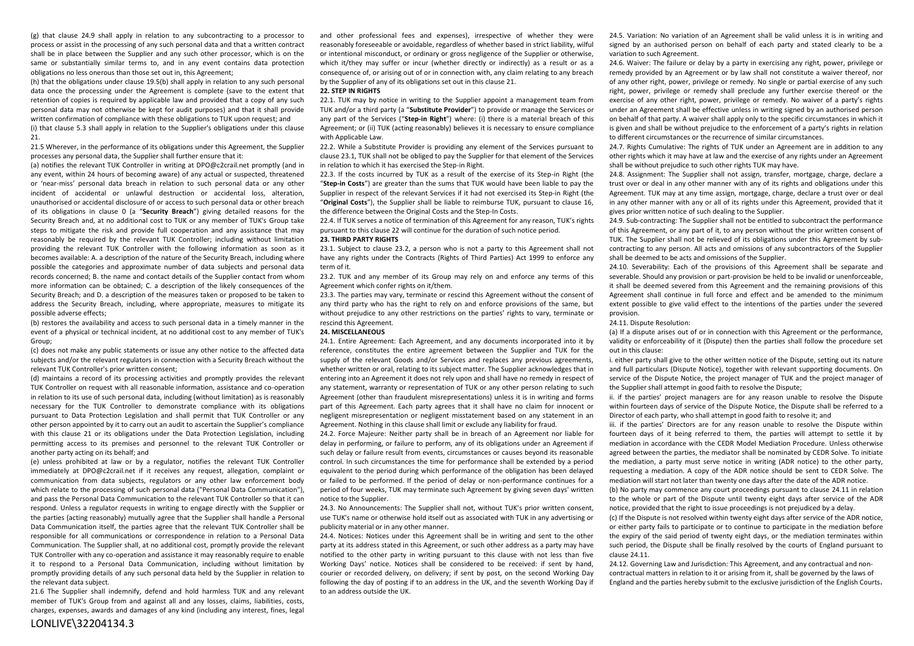(g) that clause 24.9 shall apply in relation to any subcontracting to a processor to process or assist in the processing of any such personal data and that a written contract shall be in place between the Supplier and any such other processor, which is on the same or substantially similar terms to, and in any event contains data protection obligations no less onerous than those set out in, this Agreement;

(h) that the obligations under clause 19.5(b) shall apply in relation to any such personal data once the processing under the Agreement is complete (save to the extent that retention of copies is required by applicable law and provided that a copy of any such personal data may not otherwise be kept for audit purposes) and that it shall provide written confirmation of compliance with these obligations to TUK upon request; and

(i) that clause 5.3 shall apply in relation to the Supplier's obligations under this clause 21.

21.5 Wherever, in the performance of its obligations under this Agreement, the Supplier processes any personal data, the Supplier shall further ensure that it:

(a) notifies the relevant TUK Controller in writing at DPO@c2crail.net promptly (and in any event, within 24 hours of becoming aware) of any actual or suspected, threatened or 'near-miss' personal data breach in relation to such personal data or any other incident of accidental or unlawful destruction or accidental loss, alteration, unauthorised or accidental disclosure of or access to such personal data or other breach of its obligations in clause 0 (a "**Security Breach**") giving detailed reasons for the Security Breach and, at no additional cost to TUK or any member of TUK's Group take steps to mitigate the risk and provide full cooperation and any assistance that may reasonably be required by the relevant TUK Controller; including without limitation providing the relevant TUK Controller with the following information as soon as it becomes available: A. a description of the nature of the Security Breach, including where possible the categories and approximate number of data subjects and personal data records concerned; B. the name and contact details of the Supplier contact from whom more information can be obtained; C. a description of the likely consequences of the Security Breach; and D. a description of the measures taken or proposed to be taken to address the Security Breach, including, where appropriate, measures to mitigate its possible adverse effects;

(b) restores the availability and access to such personal data in a timely manner in the event of a physical or technical incident, at no additional cost to any member of TUK's Group;

(c) does not make any public statements or issue any other notice to the affected data subjects and/or the relevant regulators in connection with a Security Breach without the relevant TUK Controller's prior written consent;

(d) maintains a record of its processing activities and promptly provides the relevant TUK Controller on request with all reasonable information, assistance and co-operation in relation to its use of such personal data, including (without limitation) as is reasonably necessary for the TUK Controller to demonstrate compliance with its obligations pursuant to Data Protection Legislation and shall permit that TUK Controller or any other person appointed by it to carry out an audit to ascertain the Supplier's compliance with this clause 21 or its obligations under the Data Protection Legislation, including permitting access to its premises and personnel to the relevant TUK Controller or another party acting on its behalf; and

(e) unless prohibited at law or by a regulator, notifies the relevant TUK Controller immediately at DPO@c2crail.net if it receives any request, allegation, complaint or communication from data subjects, regulators or any other law enforcement body which relate to the processing of such personal data ("Personal Data Communication"), and pass the Personal Data Communication to the relevant TUK Controller so that it can respond. Unless a regulator requests in writing to engage directly with the Supplier or the parties (acting reasonably) mutually agree that the Supplier shall handle a Personal Data Communication itself, the parties agree that the relevant TUK Controller shall be responsible for all communications or correspondence in relation to a Personal Data Communication. The Supplier shall, at no additional cost, promptly provide the relevant TUK Controller with any co-operation and assistance it may reasonably require to enable it to respond to a Personal Data Communication, including without limitation by promptly providing details of any such personal data held by the Supplier in relation to the relevant data subject.

21.6 The Supplier shall indemnify, defend and hold harmless TUK and any relevant member of TUK's Group from and against all and any losses, claims, liabilities, costs, charges, expenses, awards and damages of any kind (including any interest, fines, legal and other professional fees and expenses), irrespective of whether they were reasonably foreseeable or avoidable, regardless of whether based in strict liability, wilful or intentional misconduct, or ordinary or gross negligence of the Supplier or otherwise, which it/they may suffer or incur (whether directly or indirectly) as a result or as a consequence of, or arising out of or in connection with, any claim relating to any breach by the Supplier of any of its obligations set out in this clause 21.

**22. STEP IN RIGHTS**

22.1. TUK may by notice in writing to the Supplier appoint a management team from TUK and/or a third party (a "**Substitute Provider**") to provide or manage the Services or any part of the Services ("**Step-in Right**") where: (i) there is a material breach of this Agreement; or (ii) TUK (acting reasonably) believes it is necessary to ensure compliance with Applicable Law.

22.2. While a Substitute Provider is providing any element of the Services pursuant to clause 23.1, TUK shall not be obliged to pay the Supplier for that element of the Services in relation to which it has exercised the Step-in Right.

22.3. If the costs incurred by TUK as a result of the exercise of its Step-in Right (the "**Step-in Costs**") are greater than the sums that TUK would have been liable to pay the Supplier in respect of the relevant Services if it had not exercised its Step-in Right (the "**Original Costs**"), the Supplier shall be liable to reimburse TUK, pursuant to clause 16, the difference between the Original Costs and the Step-In Costs.

22.4. If TUK serves a notice of termination of this Agreement for any reason, TUK's rights pursuant to this clause 22 will continue for the duration of such notice period.

**23. THIRD PARTY RIGHTS**

23.1. Subject to clause 23.2, a person who is not a party to this Agreement shall not have any rights under the Contracts (Rights of Third Parties) Act 1999 to enforce any term of it.

23.2. TUK and any member of its Group may rely on and enforce any terms of this Agreement which confer rights on it/them.

23.3. The parties may vary, terminate or rescind this Agreement without the consent of any third party who has the right to rely on and enforce provisions of the same, but without prejudice to any other restrictions on the parties' rights to vary, terminate or rescind this Agreement.

**24. MISCELLANEOUS**

24.1. Entire Agreement: Each Agreement, and any documents incorporated into it by reference, constitutes the entire agreement between the Supplier and TUK for the supply of the relevant Goods and/or Services and replaces any previous agreements, whether written or oral, relating to its subject matter. The Supplier acknowledges that in entering into an Agreement it does not rely upon and shall have no remedy in respect of any statement, warranty or representation of TUK or any other person relating to such Agreement (other than fraudulent misrepresentations) unless it is in writing and forms part of this Agreement. Each party agrees that it shall have no claim for innocent or negligent misrepresentation or negligent misstatement based on any statement in an Agreement. Nothing in this clause shall limit or exclude any liability for fraud.

24.2. Force Majeure: Neither party shall be in breach of an Agreement nor liable for delay in performing, or failure to perform, any of its obligations under an Agreement if such delay or failure result from events, circumstances or causes beyond its reasonable control. In such circumstances the time for performance shall be extended by a period equivalent to the period during which performance of the obligation has been delayed or failed to be performed. If the period of delay or non-performance continues for a period of four weeks, TUK may terminate such Agreement by giving seven days' written notice to the Supplier.

24.3. No Announcements: The Supplier shall not, without TUK's prior written consent, use TUK's name or otherwise hold itself out as associated with TUK in any advertising or publicity material or in any other manner.

24.4. Notices: Notices under this Agreement shall be in writing and sent to the other party at its address stated in this Agreement, or such other address as a party may have notified to the other party in writing pursuant to this clause with not less than five Working Days' notice. Notices shall be considered to be received: if sent by hand, courier or recorded delivery, on delivery; if sent by post, on the second Working Day following the day of posting if to an address in the UK, and the seventh Working Day if to an address outside the UK.

24.5. Variation: No variation of an Agreement shall be valid unless it is in writing and signed by an authorised person on behalf of each party and stated clearly to be a variation to such Agreement.

24.6. Waiver: The failure or delay by a party in exercising any right, power, privilege or remedy provided by an Agreement or by law shall not constitute a waiver thereof, nor of any other right, power, privilege or remedy. No single or partial exercise of any such right, power, privilege or remedy shall preclude any further exercise thereof or the exercise of any other right, power, privilege or remedy. No waiver of a party's rights under an Agreement shall be effective unless in writing signed by an authorised person on behalf of that party. A waiver shall apply only to the specific circumstances in which it is given and shall be without prejudice to the enforcement of a party's rights in relation to different circumstances or the recurrence of similar circumstances.

24.7. Rights Cumulative: The rights of TUK under an Agreement are in addition to any other rights which it may have at law and the exercise of any rights under an Agreement shall be without prejudice to such other rights TUK may have.

24.8. Assignment: The Supplier shall not assign, transfer, mortgage, charge, declare a trust over or deal in any other manner with any of its rights and obligations under this Agreement. TUK may at any time assign, mortgage, charge, declare a trust over or deal in any other manner with any or all of its rights under this Agreement, provided that it gives prior written notice of such dealing to the Supplier.

24.9. Sub-contracting: The Supplier shall not be entitled to subcontract the performance of this Agreement, or any part of it, to any person without the prior written consent of TUK. The Supplier shall not be relieved of its obligations under this Agreement by sub-contracting to any person. All acts and omissions of any subcontractors of the Supplier shall be deemed to be acts and omissions of the Supplier.

24.10. Severability: Each of the provisions of this Agreement shall be separate and severable. Should any provision or part-provision be held to be invalid or unenforceable, it shall be deemed severed from this Agreement and the remaining provisions of this Agreement shall continue in full force and effect and be amended to the minimum extent possible to give valid effect to the intentions of the parties under the severed provision.

24.11. Dispute Resolution:

(a) If a dispute arises out of or in connection with this Agreement or the performance, validity or enforceability of it (Dispute) then the parties shall follow the procedure set out in this clause:

i. either party shall give to the other written notice of the Dispute, setting out its nature and full particulars (Dispute Notice), together with relevant supporting documents. On service of the Dispute Notice, the project manager of TUK and the project manager of the Supplier shall attempt in good faith to resolve the Dispute;

ii. if the parties' project managers are for any reason unable to resolve the Dispute within fourteen days of service of the Dispute Notice, the Dispute shall be referred to a Director of each party, who shall attempt in good faith to resolve it; and

iii. if the parties' Directors are for any reason unable to resolve the Dispute within fourteen days of it being referred to them, the parties will attempt to settle it by mediation in accordance with the CEDR Model Mediation Procedure. Unless otherwise agreed between the parties, the mediator shall be nominated by CEDR Solve. To initiate the mediation, a party must serve notice in writing (ADR notice) to the other party, requesting a mediation. A copy of the ADR notice should be sent to CEDR Solve. The mediation will start not later than twenty one days after the date of the ADR notice.

(b) No party may commence any court proceedings pursuant to clause 24.11 in relation to the whole or part of the Dispute until twenty eight days after service of the ADR notice, provided that the right to issue proceedings is not prejudiced by a delay.

(c) If the Dispute is not resolved within twenty eight days after service of the ADR notice, or either party fails to participate or to continue to participate in the mediation before the expiry of the said period of twenty eight days, or the mediation terminates within such period, the Dispute shall be finally resolved by the courts of England pursuant to clause 24.11.

24.12. Governing Law and Jurisdiction: This Agreement, and any contractual and non-contractual matters in relation to it or arising from it, shall be governed by the laws of England and the parties hereby submit to the exclusive jurisdiction of the English Courts.

LONLIVE\32204134.3